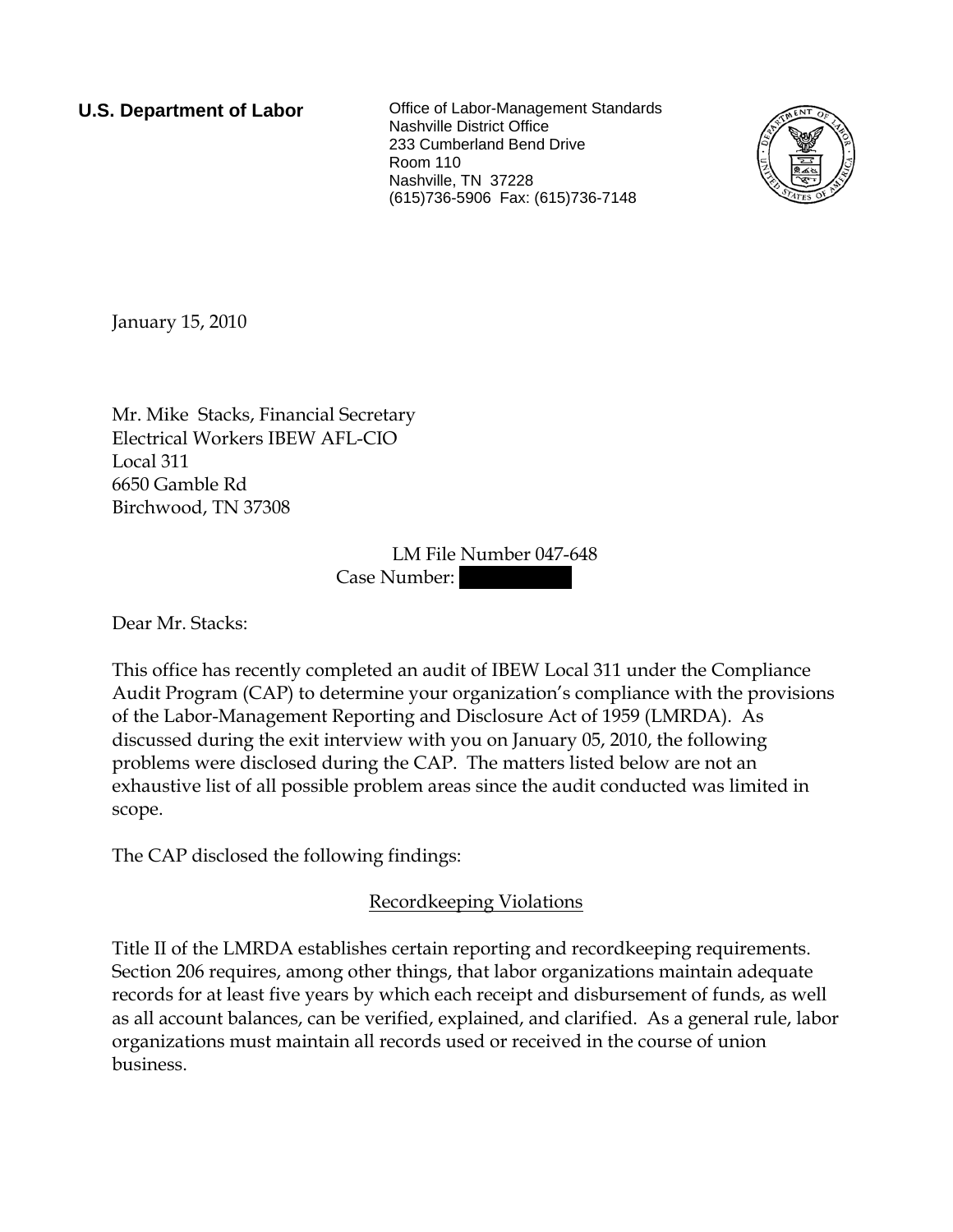**U.S. Department of Labor**

Office of Labor-Management Standards
Nashville District Office
233 Cumberland Bend Drive
Room 110
Nashville, TN 37228
(615)736-5906 Fax: (615)736-7148

January 15, 2010

Mr. Mike Stacks, Financial Secretary
Electrical Workers IBEW AFL-CIO
Local 311
6650 Gamble Rd
Birchwood, TN 37308

LM File Number 047-648
Case Number:

Dear Mr. Stacks:

This office has recently completed an audit of IBEW Local 311 under the Compliance Audit Program (CAP) to determine your organization's compliance with the provisions of the Labor-Management Reporting and Disclosure Act of 1959 (LMRDA). As discussed during the exit interview with you on January 05, 2010, the following problems were disclosed during the CAP. The matters listed below are not an exhaustive list of all possible problem areas since the audit conducted was limited in scope.

The CAP disclosed the following findings:

## Recordkeeping Violations

Title II of the LMRDA establishes certain reporting and recordkeeping requirements. Section 206 requires, among other things, that labor organizations maintain adequate records for at least five years by which each receipt and disbursement of funds, as well as all account balances, can be verified, explained, and clarified. As a general rule, labor organizations must maintain all records used or received in the course of union business.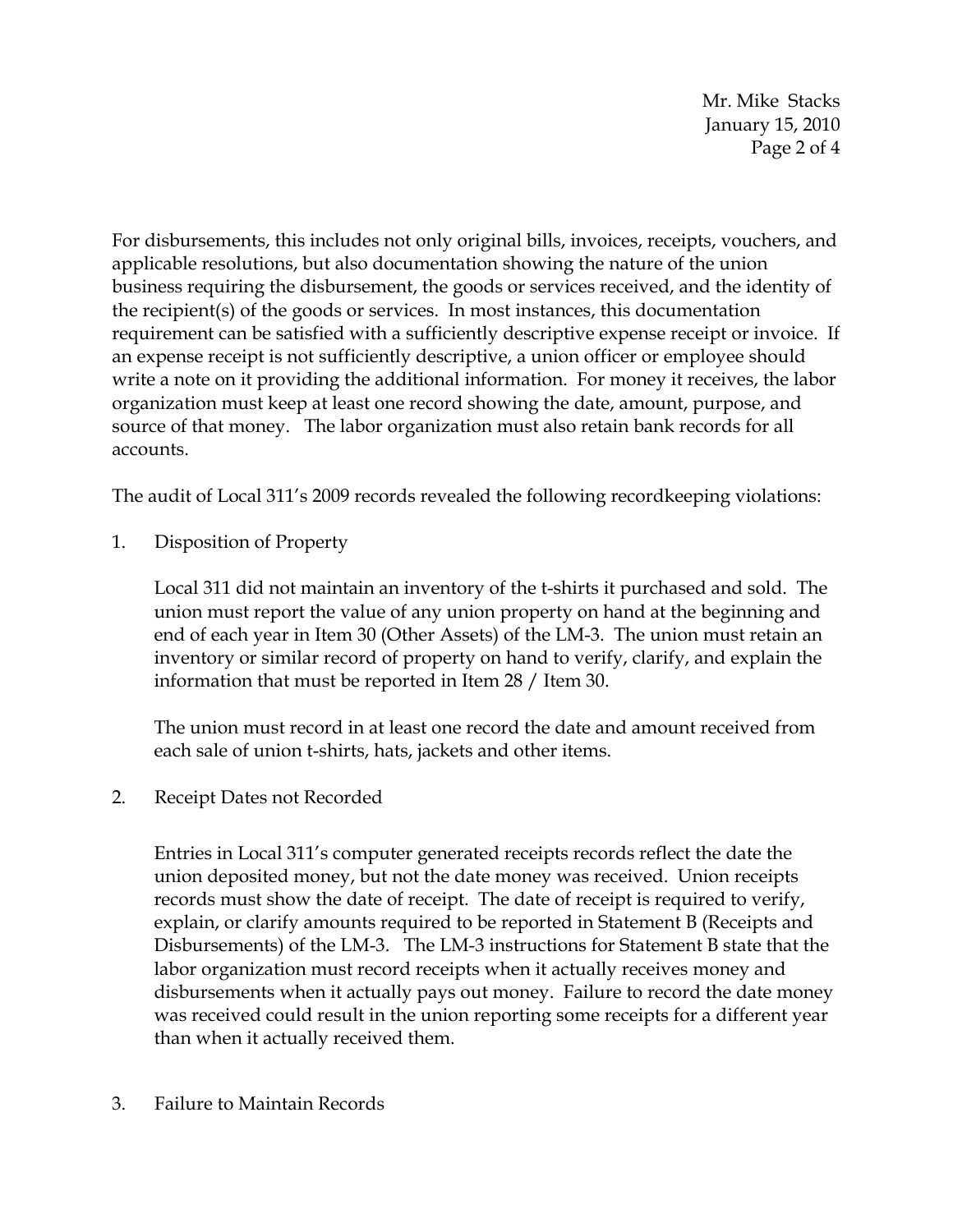For disbursements, this includes not only original bills, invoices, receipts, vouchers, and applicable resolutions, but also documentation showing the nature of the union business requiring the disbursement, the goods or services received, and the identity of the recipient(s) of the goods or services. In most instances, this documentation requirement can be satisfied with a sufficiently descriptive expense receipt or invoice. If an expense receipt is not sufficiently descriptive, a union officer or employee should write a note on it providing the additional information. For money it receives, the labor organization must keep at least one record showing the date, amount, purpose, and source of that money. The labor organization must also retain bank records for all accounts.

The audit of Local 311's 2009 records revealed the following recordkeeping violations:

1. Disposition of Property

   Local 311 did not maintain an inventory of the t-shirts it purchased and sold. The union must report the value of any union property on hand at the beginning and end of each year in Item 30 (Other Assets) of the LM-3. The union must retain an inventory or similar record of property on hand to verify, clarify, and explain the information that must be reported in Item 28 / Item 30.

   The union must record in at least one record the date and amount received from each sale of union t-shirts, hats, jackets and other items.

2. Receipt Dates not Recorded

   Entries in Local 311's computer generated receipts records reflect the date the union deposited money, but not the date money was received. Union receipts records must show the date of receipt. The date of receipt is required to verify, explain, or clarify amounts required to be reported in Statement B (Receipts and Disbursements) of the LM-3. The LM-3 instructions for Statement B state that the labor organization must record receipts when it actually receives money and disbursements when it actually pays out money. Failure to record the date money was received could result in the union reporting some receipts for a different year than when it actually received them.

3. Failure to Maintain Records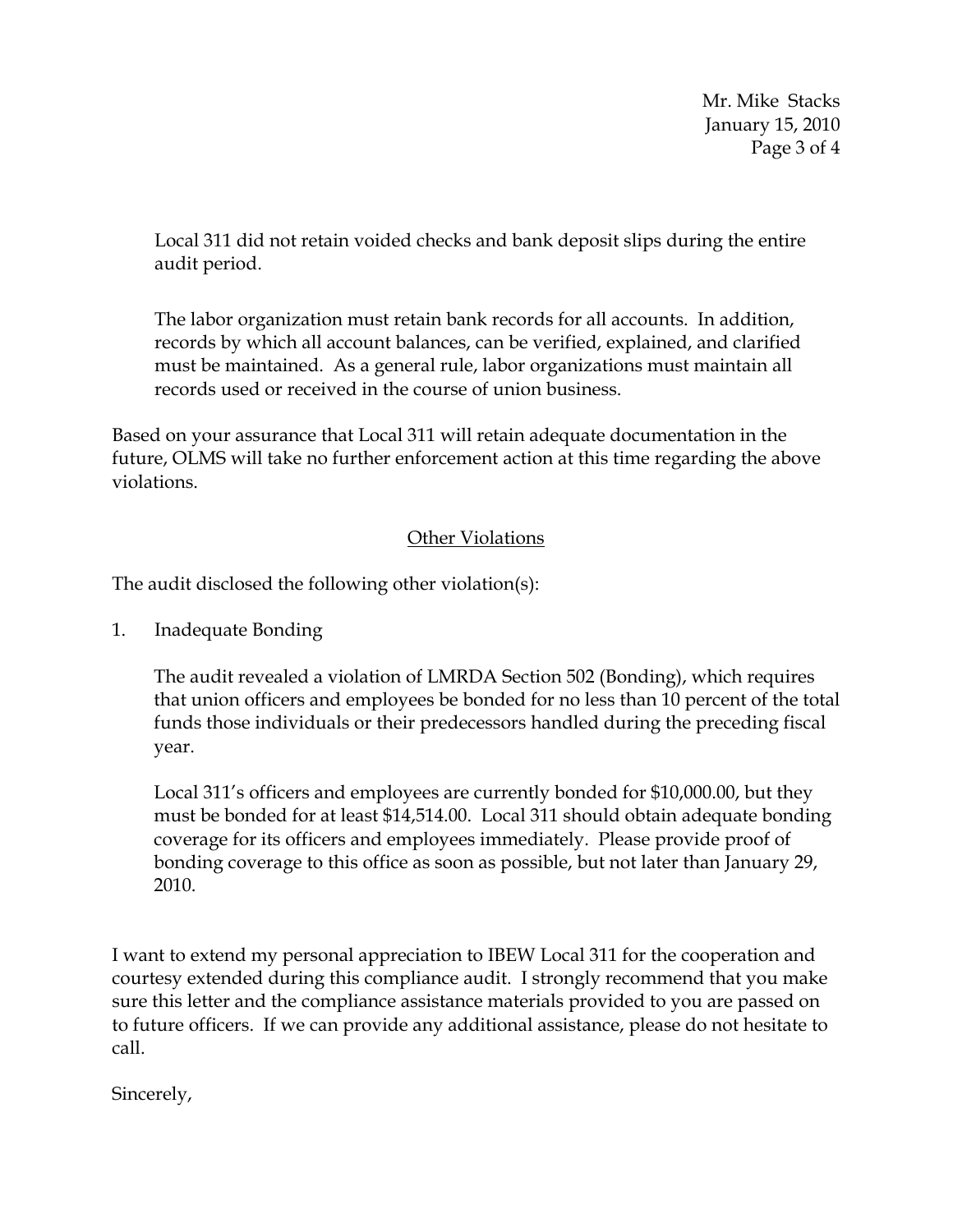Local 311 did not retain voided checks and bank deposit slips during the entire audit period.

The labor organization must retain bank records for all accounts. In addition, records by which all account balances, can be verified, explained, and clarified must be maintained. As a general rule, labor organizations must maintain all records used or received in the course of union business.

Based on your assurance that Local 311 will retain adequate documentation in the future, OLMS will take no further enforcement action at this time regarding the above violations.

<u>Other Violations</u>

The audit disclosed the following other violation(s):

1. Inadequate Bonding

   The audit revealed a violation of LMRDA Section 502 (Bonding), which requires that union officers and employees be bonded for no less than 10 percent of the total funds those individuals or their predecessors handled during the preceding fiscal year.

   Local 311's officers and employees are currently bonded for $10,000.00, but they must be bonded for at least $14,514.00. Local 311 should obtain adequate bonding coverage for its officers and employees immediately. Please provide proof of bonding coverage to this office as soon as possible, but not later than January 29, 2010.

I want to extend my personal appreciation to IBEW Local 311 for the cooperation and courtesy extended during this compliance audit. I strongly recommend that you make sure this letter and the compliance assistance materials provided to you are passed on to future officers. If we can provide any additional assistance, please do not hesitate to call.

Sincerely,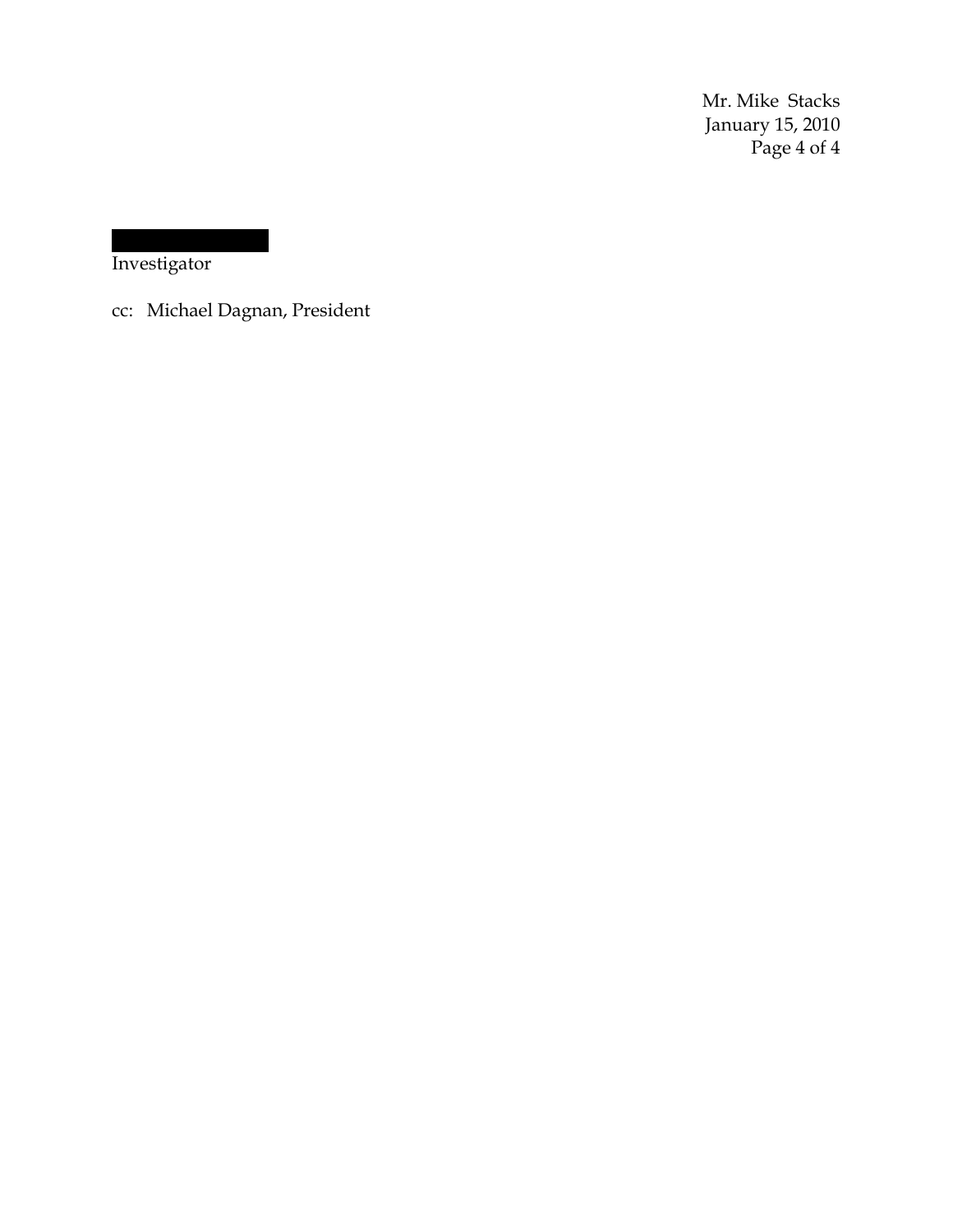Investigator

cc: Michael Dagnan, President